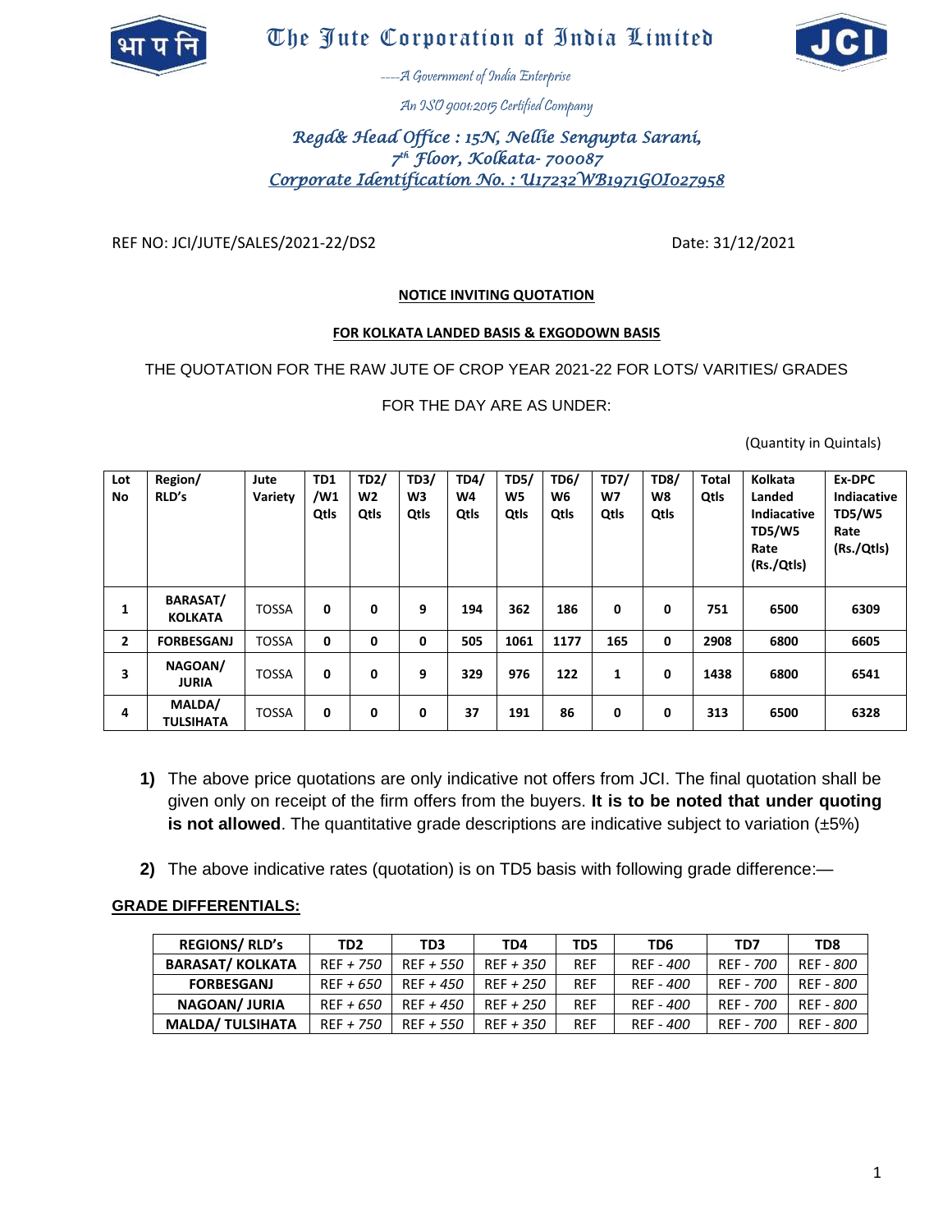# The Jute Corporation of India Limited

----A Government of India Enterprise

An ISO 9001:2015 Certified Company

*Regd& Head Office : 15N, Nellie Sengupta Sarani,*
*7th Floor, Kolkata- 700087*
*Corporate Identification No. : U17232WB1971GOI027958*

REF NO: JCI/JUTE/SALES/2021-22/DS2 Date: 31/12/2021

**NOTICE INVITING QUOTATION**

**FOR KOLKATA LANDED BASIS & EXGODOWN BASIS**

THE QUOTATION FOR THE RAW JUTE OF CROP YEAR 2021-22 FOR LOTS/ VARITIES/ GRADES FOR THE DAY ARE AS UNDER:

(Quantity in Quintals)

| Lot No | Region/ RLD's | Jute Variety | TD1 /W1 Qtls | TD2/ W2 Qtls | TD3/ W3 Qtls | TD4/ W4 Qtls | TD5/ W5 Qtls | TD6/ W6 Qtls | TD7/ W7 Qtls | TD8/ W8 Qtls | Total Qtls | Kolkata Landed Indiacative TD5/W5 Rate (Rs./Qtls) | Ex-DPC Indiacative TD5/W5 Rate (Rs./Qtls) |
|---|---|---|---|---|---|---|---|---|---|---|---|---|---|
| 1 | BARASAT/ KOLKATA | TOSSA | 0 | 0 | 9 | 194 | 362 | 186 | 0 | 0 | 751 | 6500 | 6309 |
| 2 | FORBESGANJ | TOSSA | 0 | 0 | 0 | 505 | 1061 | 1177 | 165 | 0 | 2908 | 6800 | 6605 |
| 3 | NAGOAN/ JURIA | TOSSA | 0 | 0 | 9 | 329 | 976 | 122 | 1 | 0 | 1438 | 6800 | 6541 |
| 4 | MALDA/ TULSIHATA | TOSSA | 0 | 0 | 0 | 37 | 191 | 86 | 0 | 0 | 313 | 6500 | 6328 |

1) The above price quotations are only indicative not offers from JCI. The final quotation shall be given only on receipt of the firm offers from the buyers. **It is to be noted that under quoting is not allowed**. The quantitative grade descriptions are indicative subject to variation (±5%)

2) The above indicative rates (quotation) is on TD5 basis with following grade difference:—

**GRADE DIFFERENTIALS:**

| REGIONS/ RLD's | TD2 | TD3 | TD4 | TD5 | TD6 | TD7 | TD8 |
|---|---|---|---|---|---|---|---|
| BARASAT/ KOLKATA | REF + 750 | REF + 550 | REF + 350 | REF | REF - 400 | REF - 700 | REF - 800 |
| FORBESGANJ | REF + 650 | REF + 450 | REF + 250 | REF | REF - 400 | REF - 700 | REF - 800 |
| NAGOAN/ JURIA | REF + 650 | REF + 450 | REF + 250 | REF | REF - 400 | REF - 700 | REF - 800 |
| MALDA/ TULSIHATA | REF + 750 | REF + 550 | REF + 350 | REF | REF - 400 | REF - 700 | REF - 800 |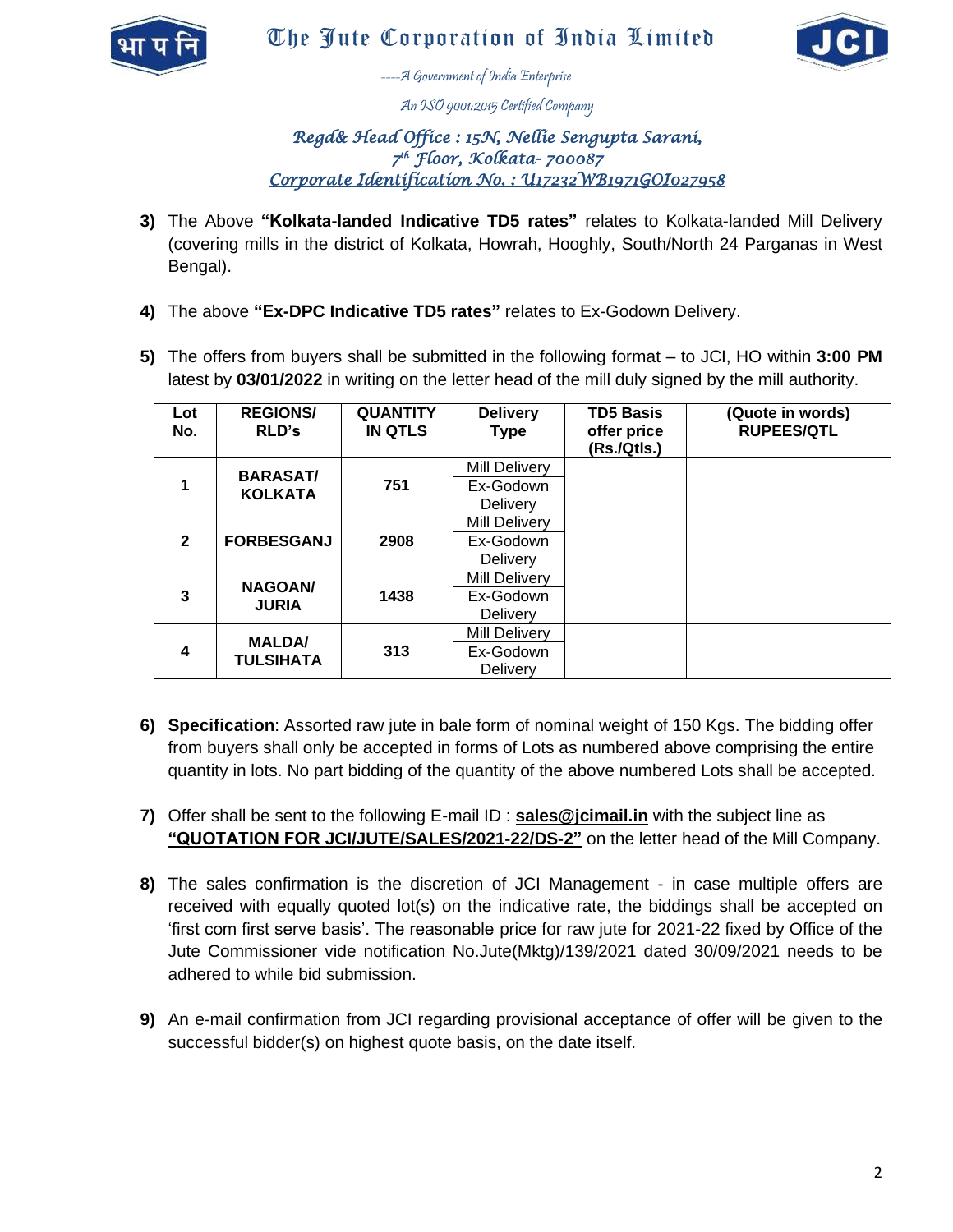The Jute Corporation of India Limited

----A Government of India Enterprise

An ISO 9001:2015 Certified Company

*Regd& Head Office : 15N, Nellie Sengupta Sarani, 7th Floor, Kolkata- 700087*

*Corporate Identification No. : U17232WB1971GOI027958*

3) The Above **"Kolkata-landed Indicative TD5 rates"** relates to Kolkata-landed Mill Delivery (covering mills in the district of Kolkata, Howrah, Hooghly, South/North 24 Parganas in West Bengal).

4) The above **"Ex-DPC Indicative TD5 rates"** relates to Ex-Godown Delivery.

5) The offers from buyers shall be submitted in the following format – to JCI, HO within **3:00 PM** latest by **03/01/2022** in writing on the letter head of the mill duly signed by the mill authority.

| Lot No. | REGIONS/ RLD's | QUANTITY IN QTLS | Delivery Type | TD5 Basis offer price (Rs./Qtls.) | (Quote in words) RUPEES/QTL |
|---|---|---|---|---|---|
| 1 | BARASAT/ KOLKATA | 751 | Mill Delivery | | |
| | | | Ex-Godown Delivery | | |
| 2 | FORBESGANJ | 2908 | Mill Delivery | | |
| | | | Ex-Godown Delivery | | |
| 3 | NAGOAN/ JURIA | 1438 | Mill Delivery | | |
| | | | Ex-Godown Delivery | | |
| 4 | MALDA/ TULSIHATA | 313 | Mill Delivery | | |
| | | | Ex-Godown Delivery | | |

6) **Specification**: Assorted raw jute in bale form of nominal weight of 150 Kgs. The bidding offer from buyers shall only be accepted in forms of Lots as numbered above comprising the entire quantity in lots. No part bidding of the quantity of the above numbered Lots shall be accepted.

7) Offer shall be sent to the following E-mail ID : **sales@jcimail.in** with the subject line as **"QUOTATION FOR JCI/JUTE/SALES/2021-22/DS-2"** on the letter head of the Mill Company.

8) The sales confirmation is the discretion of JCI Management - in case multiple offers are received with equally quoted lot(s) on the indicative rate, the biddings shall be accepted on 'first com first serve basis'. The reasonable price for raw jute for 2021-22 fixed by Office of the Jute Commissioner vide notification No.Jute(Mktg)/139/2021 dated 30/09/2021 needs to be adhered to while bid submission.

9) An e-mail confirmation from JCI regarding provisional acceptance of offer will be given to the successful bidder(s) on highest quote basis, on the date itself.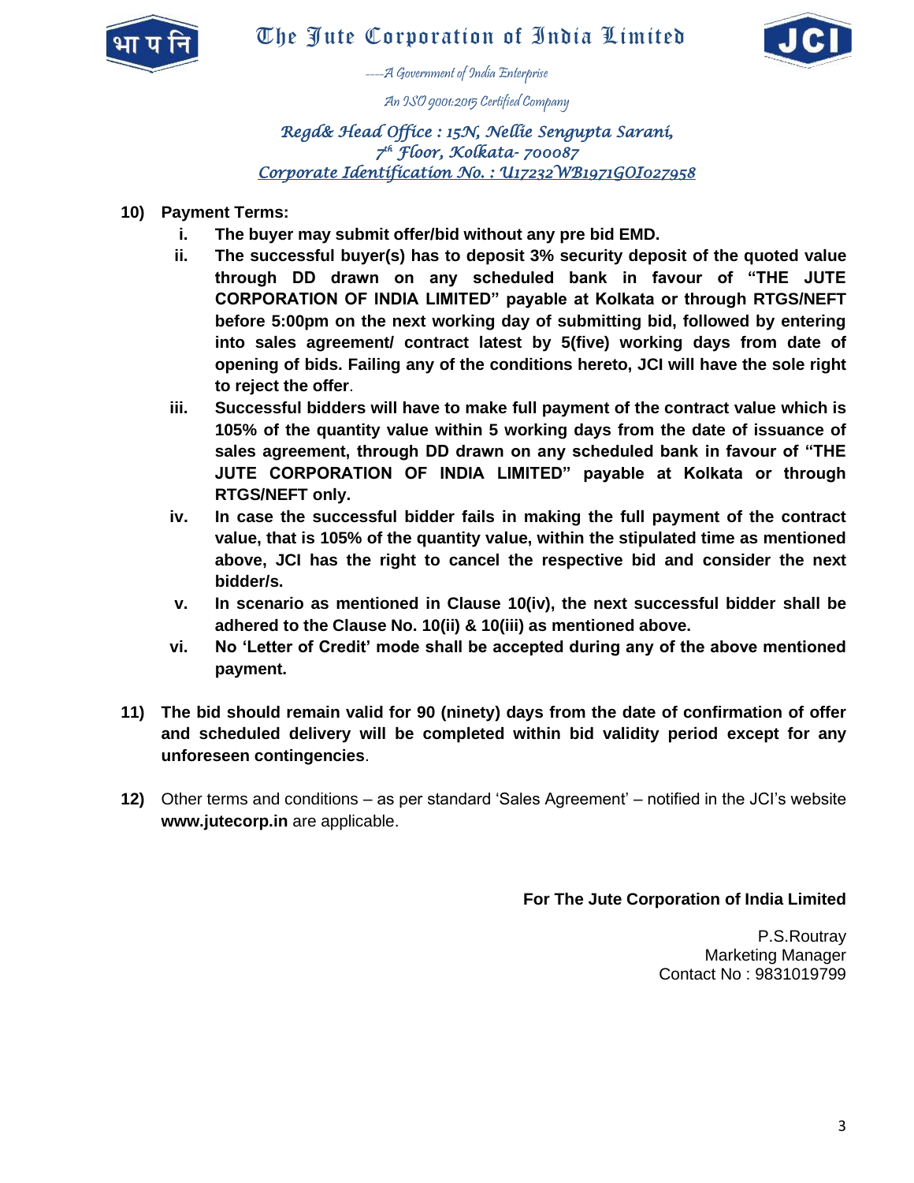10) **Payment Terms:**

   i. **The buyer may submit offer/bid without any pre bid EMD.**

   ii. **The successful buyer(s) has to deposit 3% security deposit of the quoted value through DD drawn on any scheduled bank in favour of "THE JUTE CORPORATION OF INDIA LIMITED" payable at Kolkata or through RTGS/NEFT before 5:00pm on the next working day of submitting bid, followed by entering into sales agreement/ contract latest by 5(five) working days from date of opening of bids. Failing any of the conditions hereto, JCI will have the sole right to reject the offer**.

   iii. **Successful bidders will have to make full payment of the contract value which is 105% of the quantity value within 5 working days from the date of issuance of sales agreement, through DD drawn on any scheduled bank in favour of "THE JUTE CORPORATION OF INDIA LIMITED" payable at Kolkata or through RTGS/NEFT only.**

   iv. **In case the successful bidder fails in making the full payment of the contract value, that is 105% of the quantity value, within the stipulated time as mentioned above, JCI has the right to cancel the respective bid and consider the next bidder/s.**

   v. **In scenario as mentioned in Clause 10(iv), the next successful bidder shall be adhered to the Clause No. 10(ii) & 10(iii) as mentioned above.**

   vi. **No 'Letter of Credit' mode shall be accepted during any of the above mentioned payment.**

11) **The bid should remain valid for 90 (ninety) days from the date of confirmation of offer and scheduled delivery will be completed within bid validity period except for any unforeseen contingencies**.

12) Other terms and conditions – as per standard 'Sales Agreement' – notified in the JCI's website **www.jutecorp.in** are applicable.

**For The Jute Corporation of India Limited**

P.S.Routray
Marketing Manager
Contact No : 9831019799